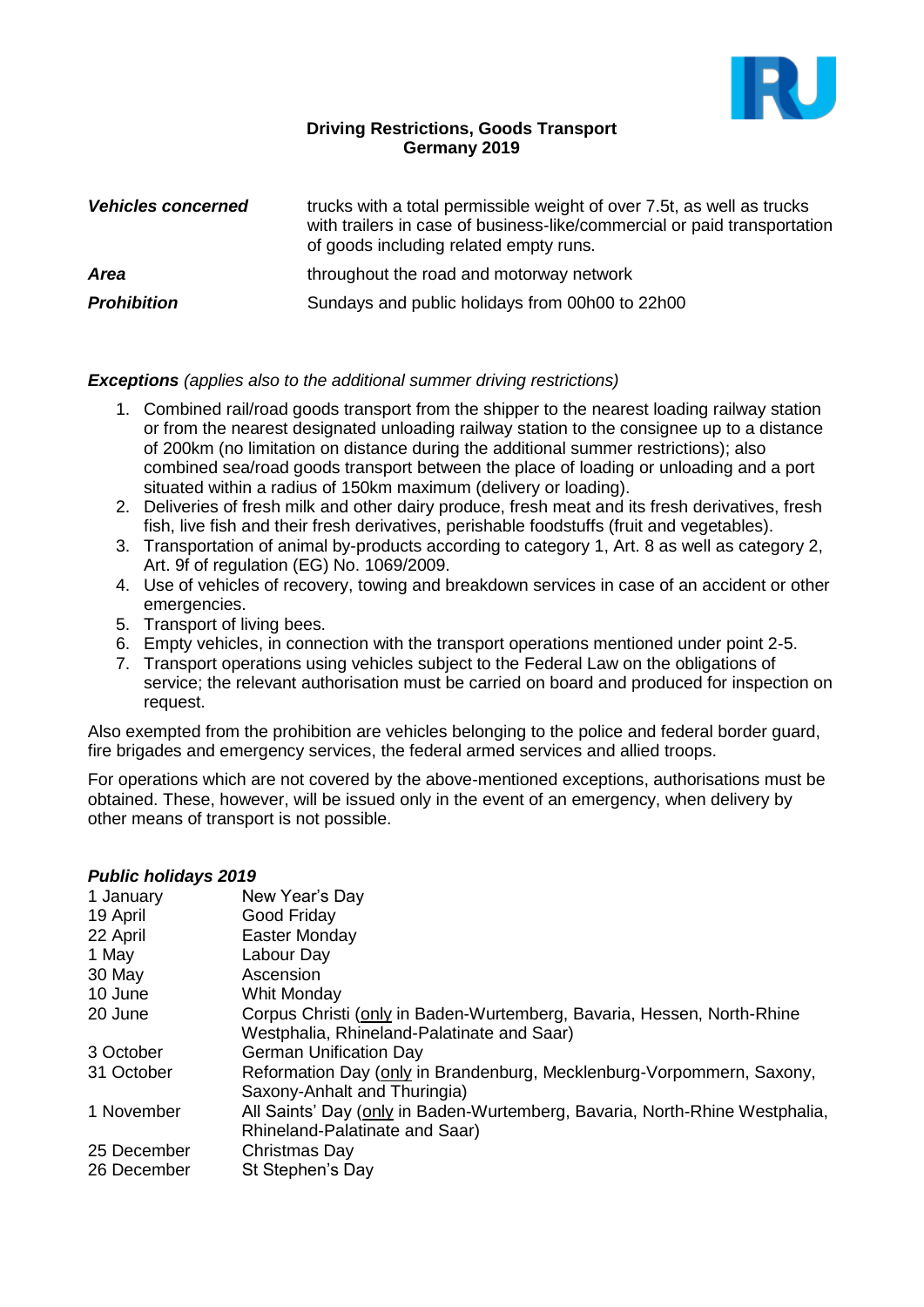**Driving Restrictions, Goods Transport**
**Germany 2019**

| | |
|---|---|
| ***Vehicles concerned*** | trucks with a total permissible weight of over 7.5t, as well as trucks with trailers in case of business-like/commercial or paid transportation of goods including related empty runs. |
| ***Area*** | throughout the road and motorway network |
| ***Prohibition*** | Sundays and public holidays from 00h00 to 22h00 |

***Exceptions*** *(applies also to the additional summer driving restrictions)*

1. Combined rail/road goods transport from the shipper to the nearest loading railway station or from the nearest designated unloading railway station to the consignee up to a distance of 200km (no limitation on distance during the additional summer restrictions); also combined sea/road goods transport between the place of loading or unloading and a port situated within a radius of 150km maximum (delivery or loading).
2. Deliveries of fresh milk and other dairy produce, fresh meat and its fresh derivatives, fresh fish, live fish and their fresh derivatives, perishable foodstuffs (fruit and vegetables).
3. Transportation of animal by-products according to category 1, Art. 8 as well as category 2, Art. 9f of regulation (EG) No. 1069/2009.
4. Use of vehicles of recovery, towing and breakdown services in case of an accident or other emergencies.
5. Transport of living bees.
6. Empty vehicles, in connection with the transport operations mentioned under point 2-5.
7. Transport operations using vehicles subject to the Federal Law on the obligations of service; the relevant authorisation must be carried on board and produced for inspection on request.

Also exempted from the prohibition are vehicles belonging to the police and federal border guard, fire brigades and emergency services, the federal armed services and allied troops.

For operations which are not covered by the above-mentioned exceptions, authorisations must be obtained. These, however, will be issued only in the event of an emergency, when delivery by other means of transport is not possible.

***Public holidays 2019***

| | |
|---|---|
| 1 January | New Year's Day |
| 19 April | Good Friday |
| 22 April | Easter Monday |
| 1 May | Labour Day |
| 30 May | Ascension |
| 10 June | Whit Monday |
| 20 June | Corpus Christi (only in Baden-Wurtemberg, Bavaria, Hessen, North-Rhine Westphalia, Rhineland-Palatinate and Saar) |
| 3 October | German Unification Day |
| 31 October | Reformation Day (only in Brandenburg, Mecklenburg-Vorpommern, Saxony, Saxony-Anhalt and Thuringia) |
| 1 November | All Saints' Day (only in Baden-Wurtemberg, Bavaria, North-Rhine Westphalia, Rhineland-Palatinate and Saar) |
| 25 December | Christmas Day |
| 26 December | St Stephen's Day |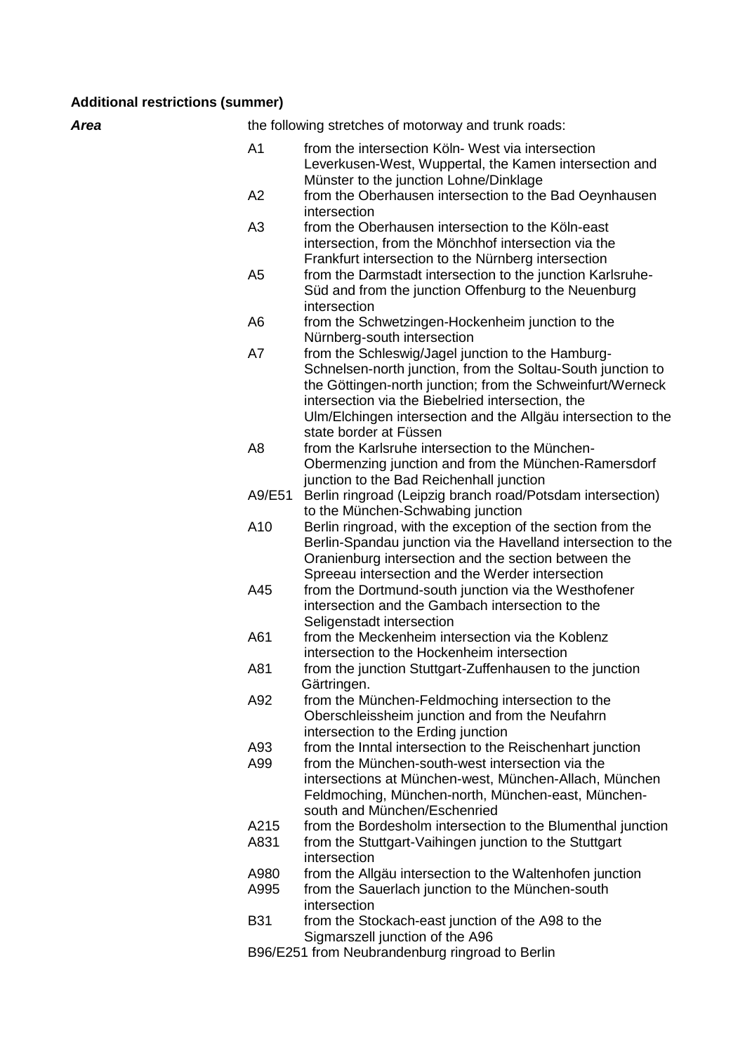**Additional restrictions (summer)**

***Area*** the following stretches of motorway and trunk roads:

| | |
|---|---|
| A1 | from the intersection Köln- West via intersection Leverkusen-West, Wuppertal, the Kamen intersection and Münster to the junction Lohne/Dinklage |
| A2 | from the Oberhausen intersection to the Bad Oeynhausen intersection |
| A3 | from the Oberhausen intersection to the Köln-east intersection, from the Mönchhof intersection via the Frankfurt intersection to the Nürnberg intersection |
| A5 | from the Darmstadt intersection to the junction Karlsruhe-Süd and from the junction Offenburg to the Neuenburg intersection |
| A6 | from the Schwetzingen-Hockenheim junction to the Nürnberg-south intersection |
| A7 | from the Schleswig/Jagel junction to the Hamburg-Schnelsen-north junction, from the Soltau-South junction to the Göttingen-north junction; from the Schweinfurt/Werneck intersection via the Biebelried intersection, the Ulm/Elchingen intersection and the Allgäu intersection to the state border at Füssen |
| A8 | from the Karlsruhe intersection to the München-Obermenzing junction and from the München-Ramersdorf junction to the Bad Reichenhall junction |
| A9/E51 | Berlin ringroad (Leipzig branch road/Potsdam intersection) to the München-Schwabing junction |
| A10 | Berlin ringroad, with the exception of the section from the Berlin-Spandau junction via the Havelland intersection to the Oranienburg intersection and the section between the Spreeau intersection and the Werder intersection |
| A45 | from the Dortmund-south junction via the Westhofener intersection and the Gambach intersection to the Seligenstadt intersection |
| A61 | from the Meckenheim intersection via the Koblenz intersection to the Hockenheim intersection |
| A81 | from the junction Stuttgart-Zuffenhausen to the junction Gärtringen. |
| A92 | from the München-Feldmoching intersection to the Oberschleissheim junction and from the Neufahrn intersection to the Erding junction |
| A93 | from the Inntal intersection to the Reischenhart junction |
| A99 | from the München-south-west intersection via the intersections at München-west, München-Allach, München Feldmoching, München-north, München-east, München-south and München/Eschenried |
| A215 | from the Bordesholm intersection to the Blumenthal junction |
| A831 | from the Stuttgart-Vaihingen junction to the Stuttgart intersection |
| A980 | from the Allgäu intersection to the Waltenhofen junction |
| A995 | from the Sauerlach junction to the München-south intersection |
| B31 | from the Stockach-east junction of the A98 to the Sigmarszell junction of the A96 |

B96/E251 from Neubrandenburg ringroad to Berlin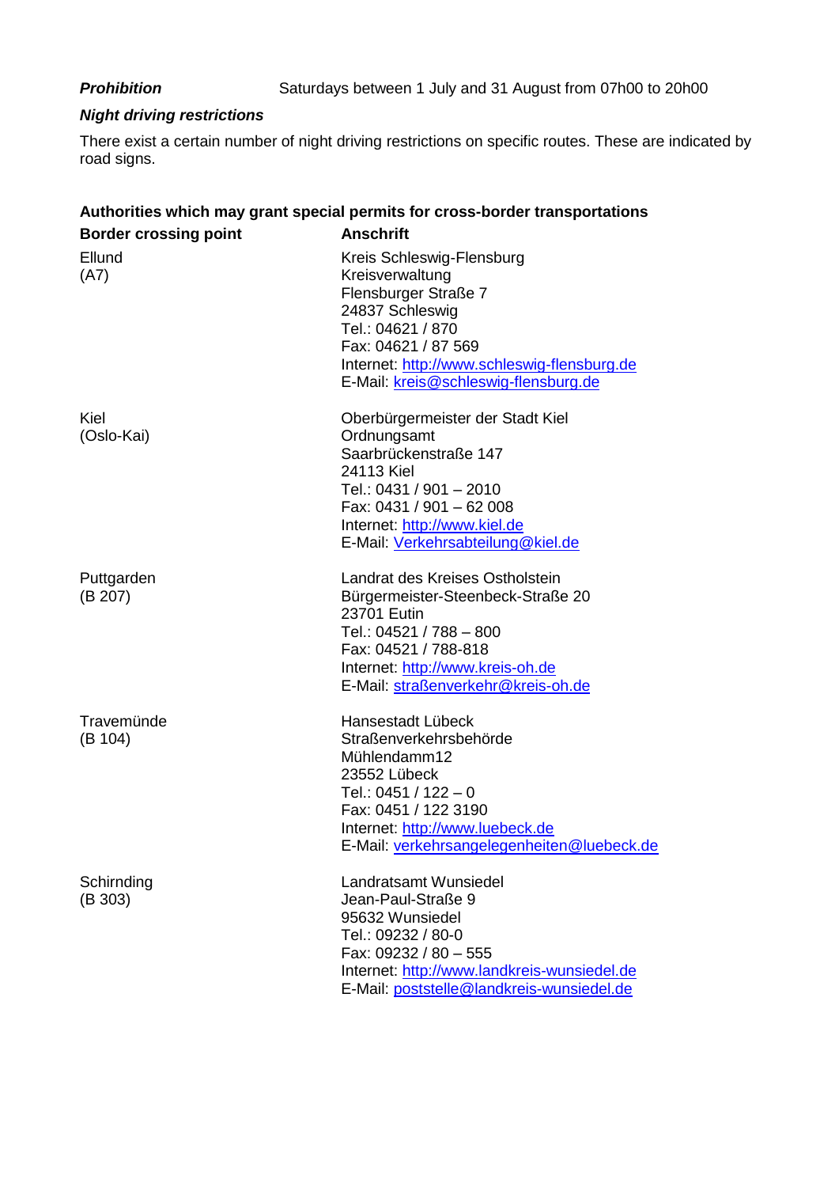***Prohibition*** Saturdays between 1 July and 31 August from 07h00 to 20h00

***Night driving restrictions***

There exist a certain number of night driving restrictions on specific routes. These are indicated by road signs.

**Authorities which may grant special permits for cross-border transportations**

| **Border crossing point** | **Anschrift** |
|---|---|
| Ellund<br>(A7) | Kreis Schleswig-Flensburg<br>Kreisverwaltung<br>Flensburger Straße 7<br>24837 Schleswig<br>Tel.: 04621 / 870<br>Fax: 04621 / 87 569<br>Internet: http://www.schleswig-flensburg.de<br>E-Mail: kreis@schleswig-flensburg.de |
| Kiel<br>(Oslo-Kai) | Oberbürgermeister der Stadt Kiel<br>Ordnungsamt<br>Saarbrückenstraße 147<br>24113 Kiel<br>Tel.: 0431 / 901 – 2010<br>Fax: 0431 / 901 – 62 008<br>Internet: http://www.kiel.de<br>E-Mail: Verkehrsabteilung@kiel.de |
| Puttgarden<br>(B 207) | Landrat des Kreises Ostholstein<br>Bürgermeister-Steenbeck-Straße 20<br>23701 Eutin<br>Tel.: 04521 / 788 – 800<br>Fax: 04521 / 788-818<br>Internet: http://www.kreis-oh.de<br>E-Mail: straßenverkehr@kreis-oh.de |
| Travemünde<br>(B 104) | Hansestadt Lübeck<br>Straßenverkehrsbehörde<br>Mühlendamm12<br>23552 Lübeck<br>Tel.: 0451 / 122 – 0<br>Fax: 0451 / 122 3190<br>Internet: http://www.luebeck.de<br>E-Mail: verkehrsangelegenheiten@luebeck.de |
| Schirnding<br>(B 303) | Landratsamt Wunsiedel<br>Jean-Paul-Straße 9<br>95632 Wunsiedel<br>Tel.: 09232 / 80-0<br>Fax: 09232 / 80 – 555<br>Internet: http://www.landkreis-wunsiedel.de<br>E-Mail: poststelle@landkreis-wunsiedel.de |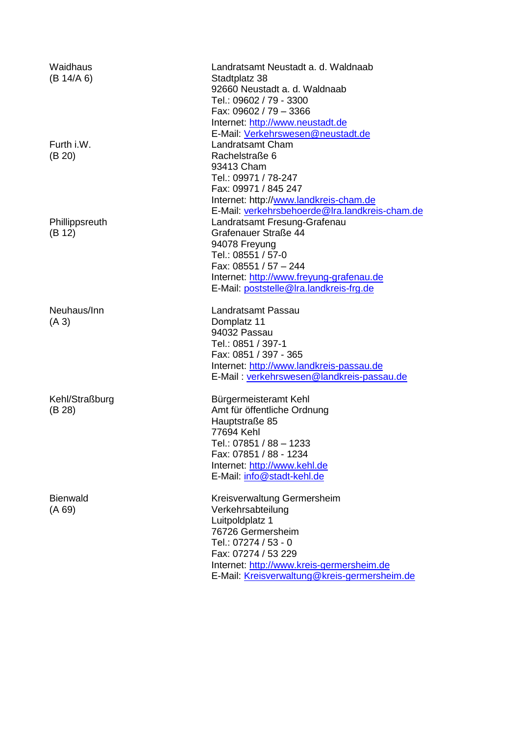| | |
|---|---|
| Waidhaus<br>(B 14/A 6) | Landratsamt Neustadt a. d. Waldnaab<br>Stadtplatz 38<br>92660 Neustadt a. d. Waldnaab<br>Tel.: 09602 / 79 - 3300<br>Fax: 09602 / 79 – 3366<br>Internet: http://www.neustadt.de<br>E-Mail: Verkehrswesen@neustadt.de |
| Furth i.W.<br>(B 20) | Landratsamt Cham<br>Rachelstraße 6<br>93413 Cham<br>Tel.: 09971 / 78-247<br>Fax: 09971 / 845 247<br>Internet: http://www.landkreis-cham.de<br>E-Mail: verkehrsbehoerde@lra.landkreis-cham.de |
| Phillippsreuth<br>(B 12) | Landratsamt Fresung-Grafenau<br>Grafenauer Straße 44<br>94078 Freyung<br>Tel.: 08551 / 57-0<br>Fax: 08551 / 57 – 244<br>Internet: http://www.freyung-grafenau.de<br>E-Mail: poststelle@lra.landkreis-frg.de |
| Neuhaus/Inn<br>(A 3) | Landratsamt Passau<br>Domplatz 11<br>94032 Passau<br>Tel.: 0851 / 397-1<br>Fax: 0851 / 397 - 365<br>Internet: http://www.landkreis-passau.de<br>E-Mail : verkehrswesen@landkreis-passau.de |
| Kehl/Straßburg<br>(B 28) | Bürgermeisteramt Kehl<br>Amt für öffentliche Ordnung<br>Hauptstraße 85<br>77694 Kehl<br>Tel.: 07851 / 88 – 1233<br>Fax: 07851 / 88 - 1234<br>Internet: http://www.kehl.de<br>E-Mail: info@stadt-kehl.de |
| Bienwald<br>(A 69) | Kreisverwaltung Germersheim<br>Verkehrsabteilung<br>Luitpoldplatz 1<br>76726 Germersheim<br>Tel.: 07274 / 53 - 0<br>Fax: 07274 / 53 229<br>Internet: http://www.kreis-germersheim.de<br>E-Mail: Kreisverwaltung@kreis-germersheim.de |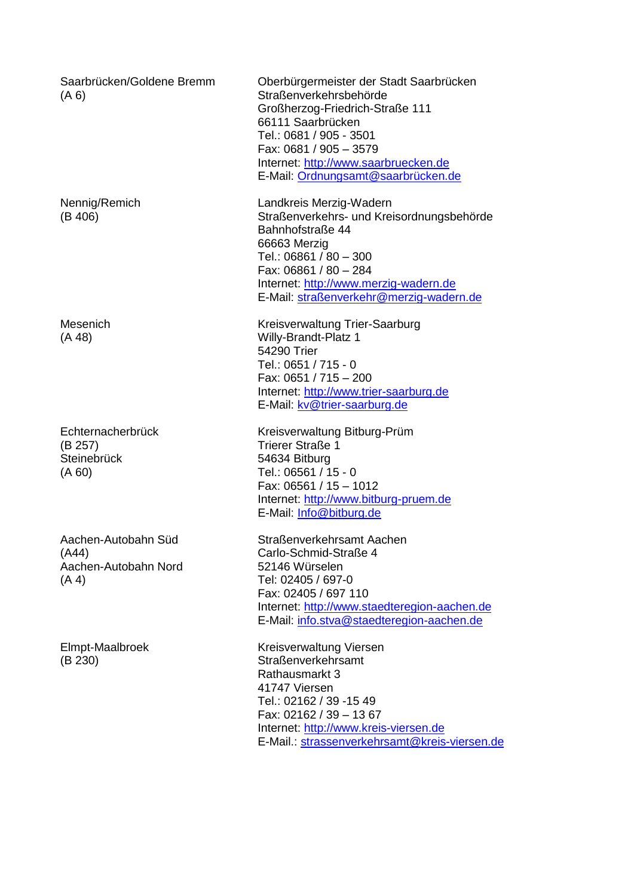| | |
|---|---|
| Saarbrücken/Goldene Bremm<br>(A 6) | Oberbürgermeister der Stadt Saarbrücken<br>Straßenverkehrsbehörde<br>Großherzog-Friedrich-Straße 111<br>66111 Saarbrücken<br>Tel.: 0681 / 905 - 3501<br>Fax: 0681 / 905 – 3579<br>Internet: http://www.saarbruecken.de<br>E-Mail: Ordnungsamt@saarbrücken.de |
| Nennig/Remich<br>(B 406) | Landkreis Merzig-Wadern<br>Straßenverkehrs- und Kreisordnungsbehörde<br>Bahnhofstraße 44<br>66663 Merzig<br>Tel.: 06861 / 80 – 300<br>Fax: 06861 / 80 – 284<br>Internet: http://www.merzig-wadern.de<br>E-Mail: straßenverkehr@merzig-wadern.de |
| Mesenich<br>(A 48) | Kreisverwaltung Trier-Saarburg<br>Willy-Brandt-Platz 1<br>54290 Trier<br>Tel.: 0651 / 715 - 0<br>Fax: 0651 / 715 – 200<br>Internet: http://www.trier-saarburg.de<br>E-Mail: kv@trier-saarburg.de |
| Echternacherbrück<br>(B 257)<br>Steinebrück<br>(A 60) | Kreisverwaltung Bitburg-Prüm<br>Trierer Straße 1<br>54634 Bitburg<br>Tel.: 06561 / 15 - 0<br>Fax: 06561 / 15 – 1012<br>Internet: http://www.bitburg-pruem.de<br>E-Mail: Info@bitburg.de |
| Aachen-Autobahn Süd<br>(A44)<br>Aachen-Autobahn Nord<br>(A 4) | Straßenverkehrsamt Aachen<br>Carlo-Schmid-Straße 4<br>52146 Würselen<br>Tel: 02405 / 697-0<br>Fax: 02405 / 697 110<br>Internet: http://www.staedteregion-aachen.de<br>E-Mail: info.stva@staedteregion-aachen.de |
| Elmpt-Maalbroek<br>(B 230) | Kreisverwaltung Viersen<br>Straßenverkehrsamt<br>Rathausmarkt 3<br>41747 Viersen<br>Tel.: 02162 / 39 -15 49<br>Fax: 02162 / 39 – 13 67<br>Internet: http://www.kreis-viersen.de<br>E-Mail.: strassenverkehrsamt@kreis-viersen.de |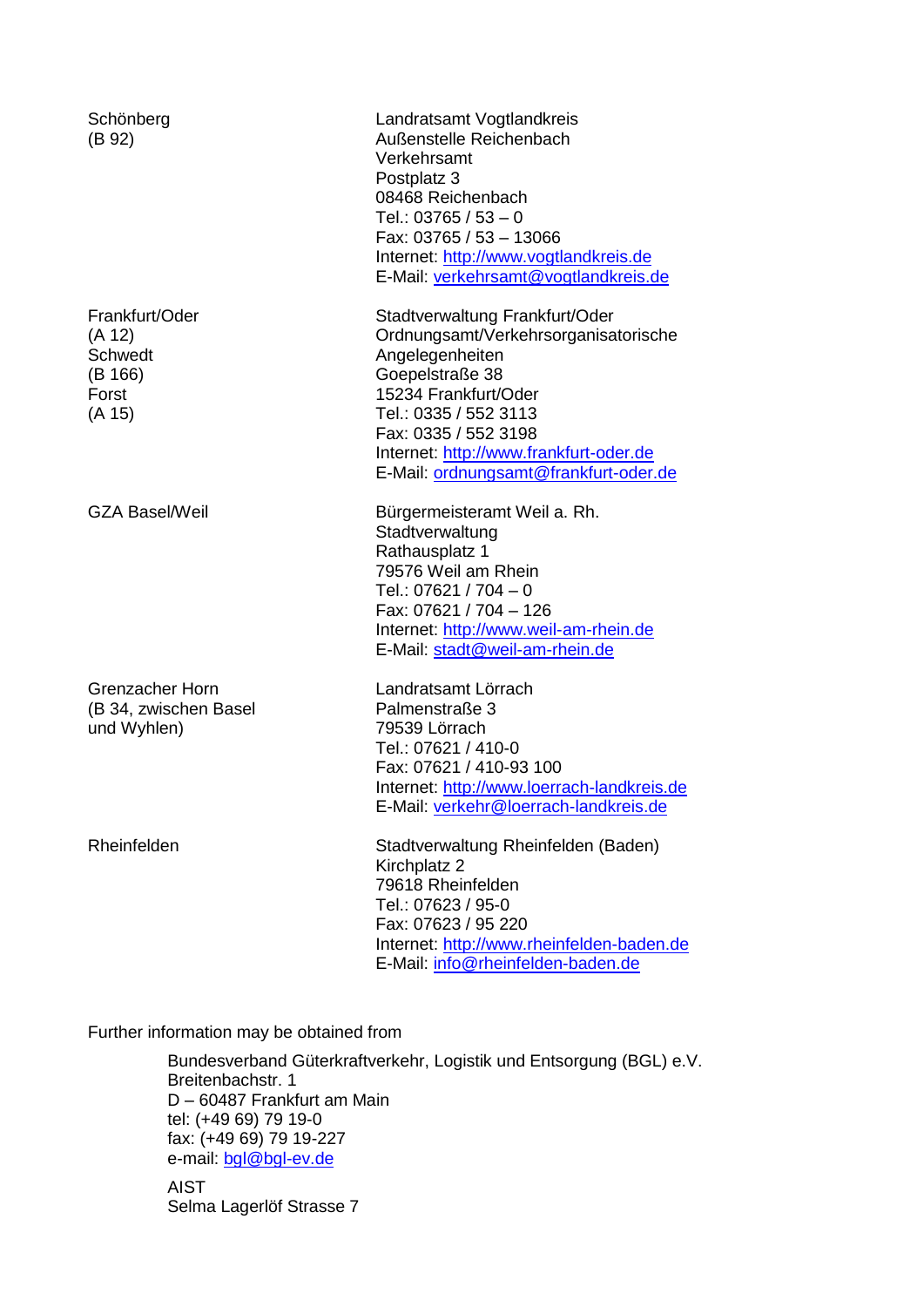| | |
|---|---|
| Schönberg<br>(B 92) | Landratsamt Vogtlandkreis<br>Außenstelle Reichenbach<br>Verkehrsamt<br>Postplatz 3<br>08468 Reichenbach<br>Tel.: 03765 / 53 – 0<br>Fax: 03765 / 53 – 13066<br>Internet: http://www.vogtlandkreis.de<br>E-Mail: verkehrsamt@vogtlandkreis.de |
| Frankfurt/Oder<br>(A 12)<br>Schwedt<br>(B 166)<br>Forst<br>(A 15) | Stadtverwaltung Frankfurt/Oder<br>Ordnungsamt/Verkehrsorganisatorische Angelegenheiten<br>Goepelstraße 38<br>15234 Frankfurt/Oder<br>Tel.: 0335 / 552 3113<br>Fax: 0335 / 552 3198<br>Internet: http://www.frankfurt-oder.de<br>E-Mail: ordnungsamt@frankfurt-oder.de |
| GZA Basel/Weil | Bürgermeisteramt Weil a. Rh.<br>Stadtverwaltung<br>Rathausplatz 1<br>79576 Weil am Rhein<br>Tel.: 07621 / 704 – 0<br>Fax: 07621 / 704 – 126<br>Internet: http://www.weil-am-rhein.de<br>E-Mail: stadt@weil-am-rhein.de |
| Grenzacher Horn<br>(B 34, zwischen Basel und Wyhlen) | Landratsamt Lörrach<br>Palmenstraße 3<br>79539 Lörrach<br>Tel.: 07621 / 410-0<br>Fax: 07621 / 410-93 100<br>Internet: http://www.loerrach-landkreis.de<br>E-Mail: verkehr@loerrach-landkreis.de |
| Rheinfelden | Stadtverwaltung Rheinfelden (Baden)<br>Kirchplatz 2<br>79618 Rheinfelden<br>Tel.: 07623 / 95-0<br>Fax: 07623 / 95 220<br>Internet: http://www.rheinfelden-baden.de<br>E-Mail: info@rheinfelden-baden.de |

Further information may be obtained from

> Bundesverband Güterkraftverkehr, Logistik und Entsorgung (BGL) e.V.
> Breitenbachstr. 1
> D – 60487 Frankfurt am Main
> tel: (+49 69) 79 19-0
> fax: (+49 69) 79 19-227
> e-mail: bgl@bgl-ev.de
>
> AIST
> Selma Lagerlöf Strasse 7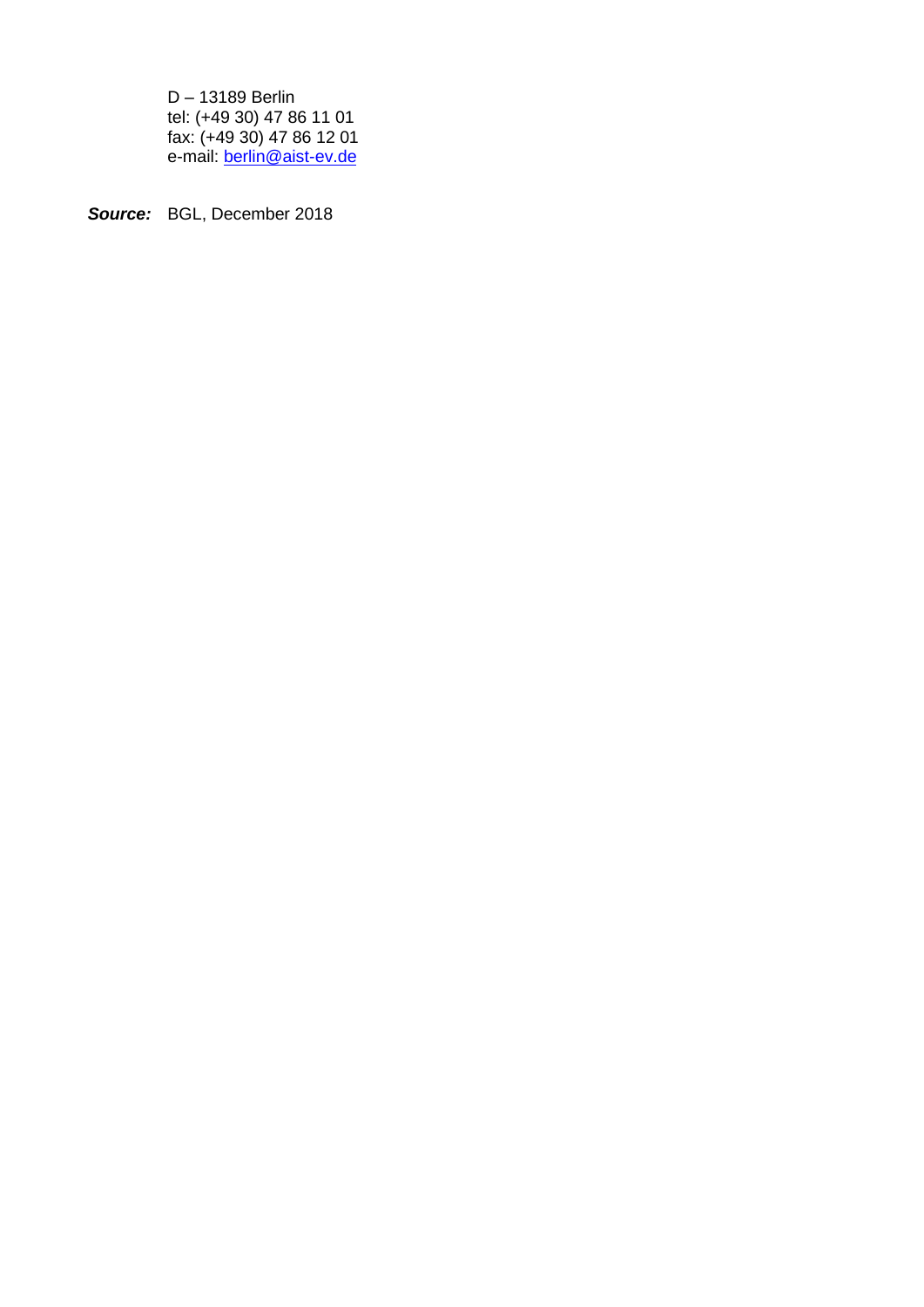D – 13189 Berlin
tel: (+49 30) 47 86 11 01
fax: (+49 30) 47 86 12 01
e-mail: [berlin@aist-ev.de](mailto:berlin@aist-ev.de)

***Source:*** BGL, December 2018